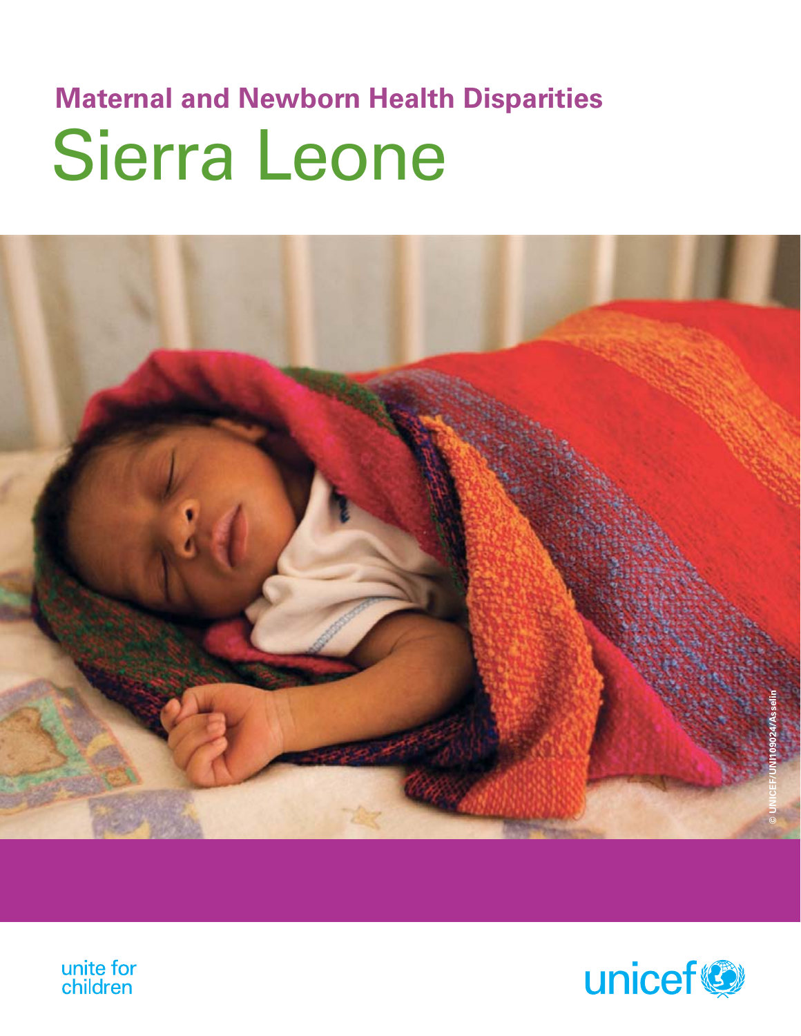## Maternal and Newborn Health Disparities

# Sierra Leone

© UNICEF/UNI109024/Asselin

unite for children

unicef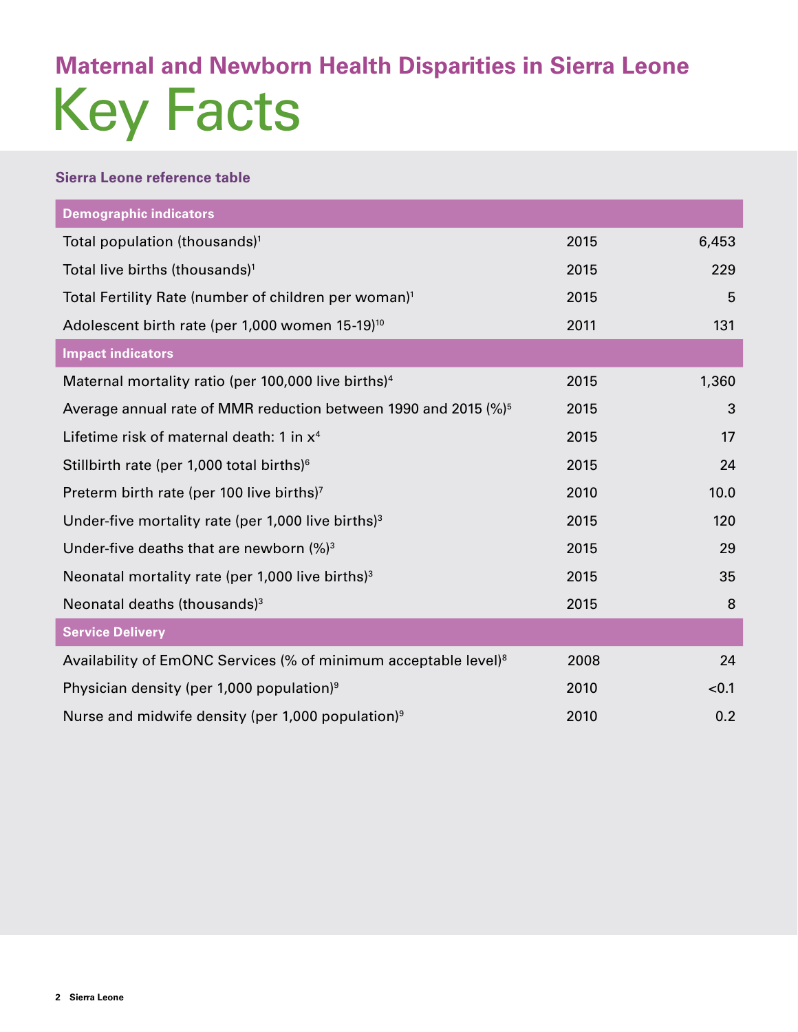## Maternal and Newborn Health Disparities in Sierra Leone

# Key Facts

### Sierra Leone reference table

| Demographic indicators | | |
|---|---|---|
| Total population (thousands)[1] | 2015 | 6,453 |
| Total live births (thousands)[1] | 2015 | 229 |
| Total Fertility Rate (number of children per woman)[1] | 2015 | 5 |
| Adolescent birth rate (per 1,000 women 15-19)[10] | 2011 | 131 |
| **Impact indicators** | | |
| Maternal mortality ratio (per 100,000 live births)[4] | 2015 | 1,360 |
| Average annual rate of MMR reduction between 1990 and 2015 (%)[5] | 2015 | 3 |
| Lifetime risk of maternal death: 1 in x[4] | 2015 | 17 |
| Stillbirth rate (per 1,000 total births)[6] | 2015 | 24 |
| Preterm birth rate (per 100 live births)[7] | 2010 | 10.0 |
| Under-five mortality rate (per 1,000 live births)[3] | 2015 | 120 |
| Under-five deaths that are newborn (%)[3] | 2015 | 29 |
| Neonatal mortality rate (per 1,000 live births)[3] | 2015 | 35 |
| Neonatal deaths (thousands)[3] | 2015 | 8 |
| **Service Delivery** | | |
| Availability of EmONC Services (% of minimum acceptable level)[8] | 2008 | 24 |
| Physician density (per 1,000 population)[9] | 2010 | <0.1 |
| Nurse and midwife density (per 1,000 population)[9] | 2010 | 0.2 |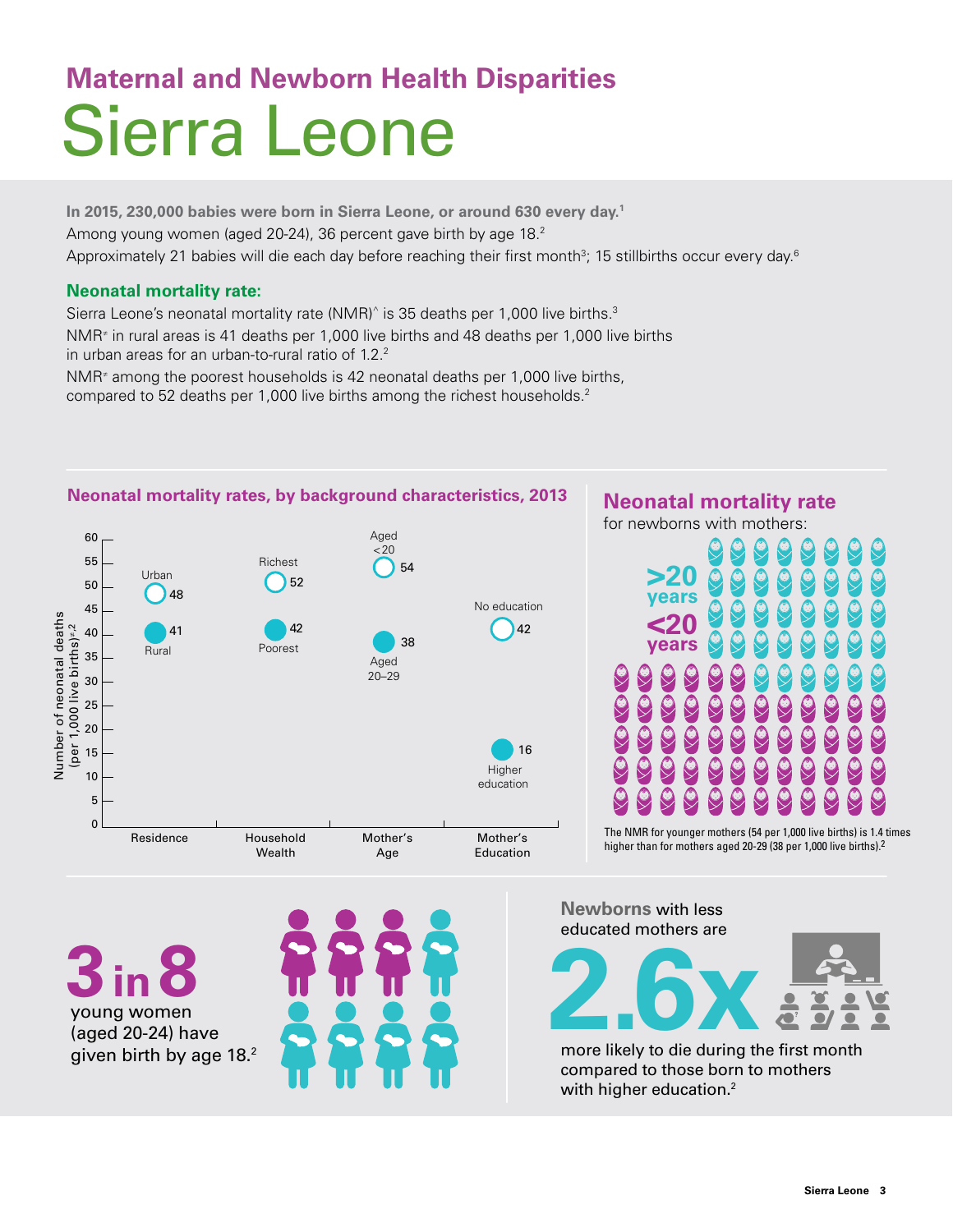# Maternal and Newborn Health Disparities

# Sierra Leone

**In 2015, 230,000 babies were born in Sierra Leone, or around 630 every day.[1]**

Among young women (aged 20-24), 36 percent gave birth by age 18.[2]

Approximately 21 babies will die each day before reaching their first month[3]; 15 stillbirths occur every day.[6]

### Neonatal mortality rate:

Sierra Leone's neonatal mortality rate (NMR)^ is 35 deaths per 1,000 live births.[3]

NMR≠ in rural areas is 41 deaths per 1,000 live births and 48 deaths per 1,000 live births in urban areas for an urban-to-rural ratio of 1.2.[2]

NMR≠ among the poorest households is 42 neonatal deaths per 1,000 live births, compared to 52 deaths per 1,000 live births among the richest households.[2]

### Neonatal mortality rates, by background characteristics, 2013

Number of neonatal deaths (per 1,000 live births)≠,2

| Characteristic | Group | NMR |
|---|---|---|
| Residence | Urban | 48 |
| Residence | Rural | 41 |
| Household Wealth | Richest | 52 |
| Household Wealth | Poorest | 42 |
| Mother's Age | Aged <20 | 54 |
| Mother's Age | Aged 20–29 | 38 |
| Mother's Education | No education | 42 |
| Mother's Education | Higher education | 16 |

### Neonatal mortality rate

for newborns with mothers:

>20 years

<20 years

The NMR for younger mothers (54 per 1,000 live births) is 1.4 times higher than for mothers aged 20-29 (38 per 1,000 live births).[2]

**3 in 8** young women (aged 20-24) have given birth by age 18.[2]

Newborns with less educated mothers are **2.6x** more likely to die during the first month compared to those born to mothers with higher education.[2]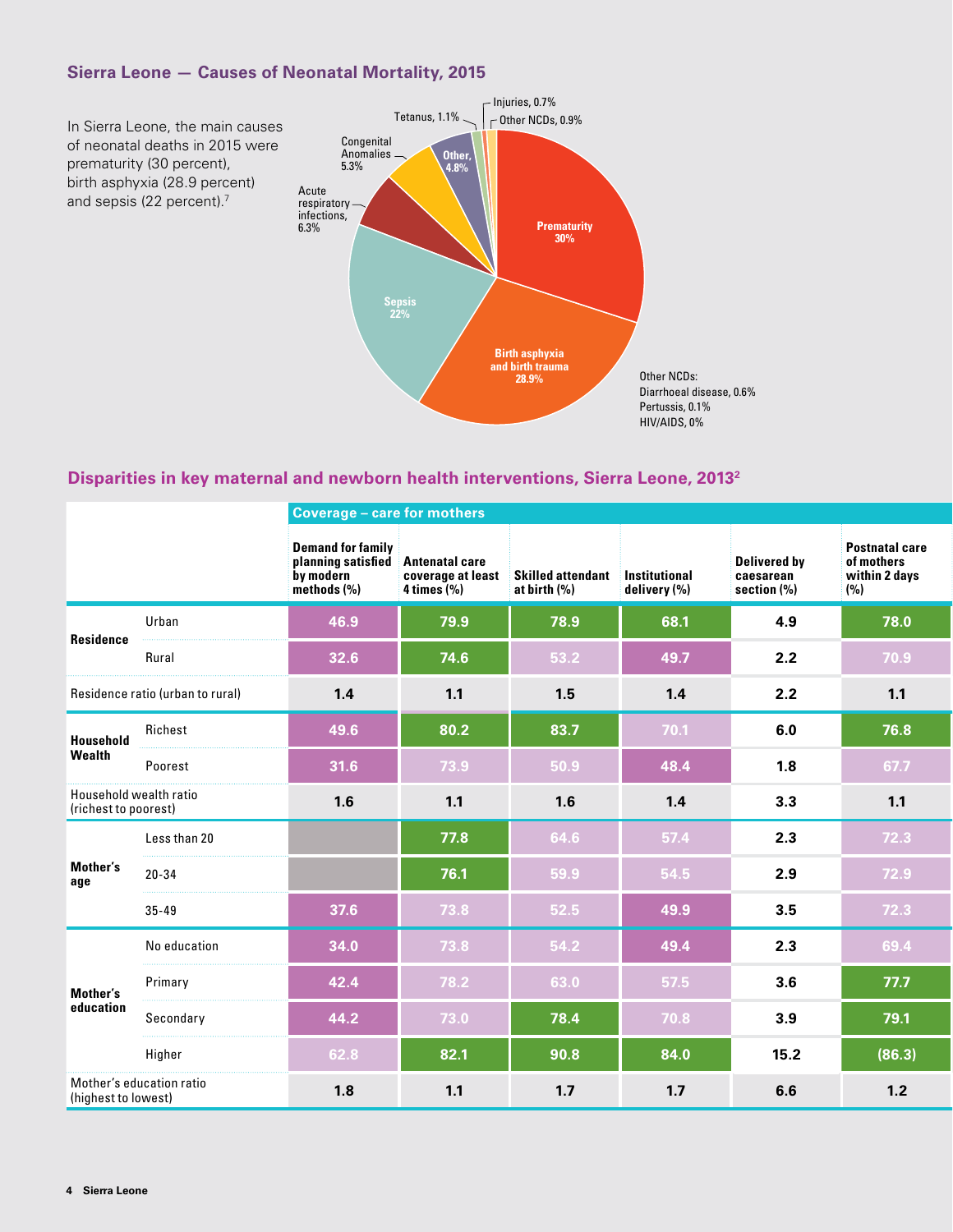## Sierra Leone — Causes of Neonatal Mortality, 2015

In Sierra Leone, the main causes of neonatal deaths in 2015 were prematurity (30 percent), birth asphyxia (28.9 percent) and sepsis (22 percent).[7]

- Prematurity, 30%
- Birth asphyxia and birth trauma, 28.9%
- Sepsis, 22%
- Acute respiratory infections, 6.3%
- Congenital Anomalies, 5.3%
- Other, 4.8%
- Tetanus, 1.1%
- Injuries, 0.7%
- Other NCDs, 0.9%

Other NCDs:
Diarrhoeal disease, 0.6%
Pertussis, 0.1%
HIV/AIDS, 0%

## Disparities in key maternal and newborn health interventions, Sierra Leone, 2013[2]

| | | Coverage – care for mothers | | | | | |
|---|---|---|---|---|---|---|---|
| | | Demand for family planning satisfied by modern methods (%) | Antenatal care coverage at least 4 times (%) | Skilled attendant at birth (%) | Institutional delivery (%) | Delivered by caesarean section (%) | Postnatal care of mothers within 2 days (%) |
| **Residence** | Urban | 46.9 | 79.9 | 78.9 | 68.1 | 4.9 | 78.0 |
| | Rural | 32.6 | 74.6 | 53.2 | 49.7 | 2.2 | 70.9 |
| Residence ratio (urban to rural) | | 1.4 | 1.1 | 1.5 | 1.4 | 2.2 | 1.1 |
| **Household Wealth** | Richest | 49.6 | 80.2 | 83.7 | 70.1 | 6.0 | 76.8 |
| | Poorest | 31.6 | 73.9 | 50.9 | 48.4 | 1.8 | 67.7 |
| Household wealth ratio (richest to poorest) | | 1.6 | 1.1 | 1.6 | 1.4 | 3.3 | 1.1 |
| **Mother's age** | Less than 20 | | 77.8 | 64.6 | 57.4 | 2.3 | 72.3 |
| | 20-34 | | 76.1 | 59.9 | 54.5 | 2.9 | 72.9 |
| | 35-49 | 37.6 | 73.8 | 52.5 | 49.9 | 3.5 | 72.3 |
| **Mother's education** | No education | 34.0 | 73.8 | 54.2 | 49.4 | 2.3 | 69.4 |
| | Primary | 42.4 | 78.2 | 63.0 | 57.5 | 3.6 | 77.7 |
| | Secondary | 44.2 | 73.0 | 78.4 | 70.8 | 3.9 | 79.1 |
| | Higher | 62.8 | 82.1 | 90.8 | 84.0 | 15.2 | (86.3) |
| Mother's education ratio (highest to lowest) | | 1.8 | 1.1 | 1.7 | 1.7 | 6.6 | 1.2 |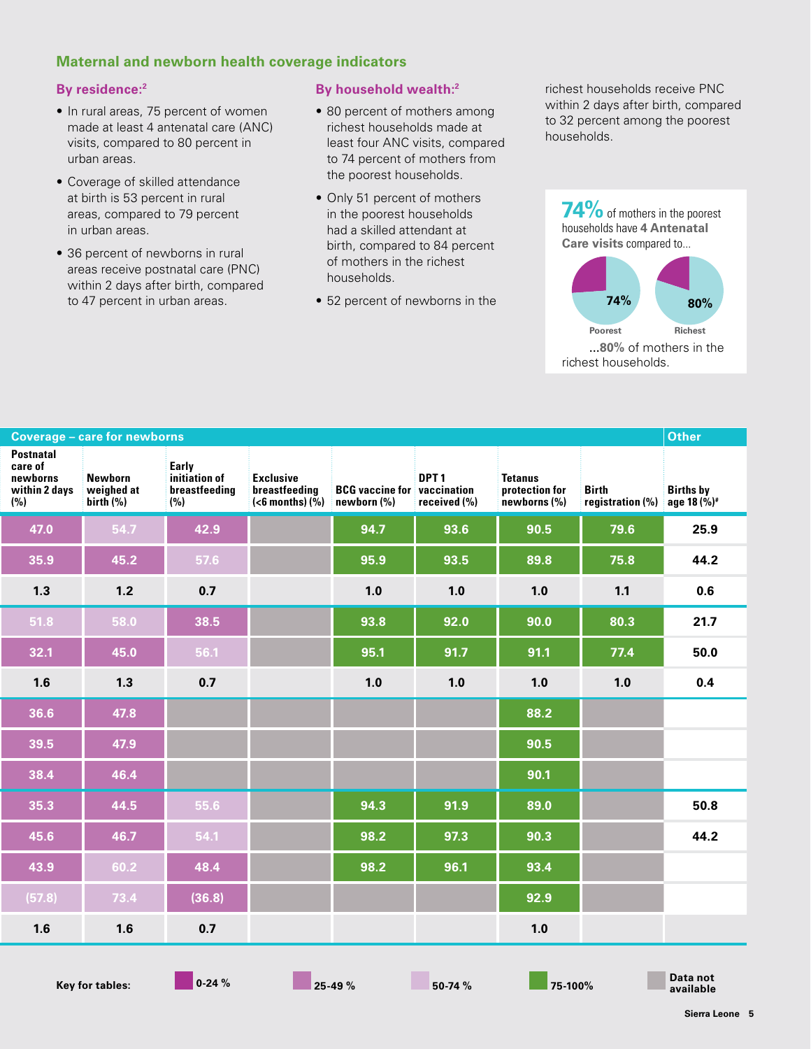## Maternal and newborn health coverage indicators

### By residence:[2]

- In rural areas, 75 percent of women made at least 4 antenatal care (ANC) visits, compared to 80 percent in urban areas.
- Coverage of skilled attendance at birth is 53 percent in rural areas, compared to 79 percent in urban areas.
- 36 percent of newborns in rural areas receive postnatal care (PNC) within 2 days after birth, compared to 47 percent in urban areas.

### By household wealth:[2]

- 80 percent of mothers among richest households made at least four ANC visits, compared to 74 percent of mothers from the poorest households.
- Only 51 percent of mothers in the poorest households had a skilled attendant at birth, compared to 84 percent of mothers in the richest households.
- 52 percent of newborns in the richest households receive PNC within 2 days after birth, compared to 32 percent among the poorest households.

**74%** of mothers in the poorest households have **4 Antenatal Care visits** compared to...

Poorest: 74% | Richest: 80%

...**80%** of mothers in the richest households.

| Coverage – care for newborns | | | | | | | | Other |
|---|---|---|---|---|---|---|---|---|
| Postnatal care of newborns within 2 days (%) | Newborn weighed at birth (%) | Early initiation of breastfeeding (%) | Exclusive breastfeeding (<6 months) (%) | BCG vaccine for newborn (%) | DPT 1 vaccination received (%) | Tetanus protection for newborns (%) | Birth registration (%) | Births by age 18 (%)[#] |
| 47.0 | 54.7 | 42.9 | | 94.7 | 93.6 | 90.5 | 79.6 | 25.9 |
| 35.9 | 45.2 | 57.6 | | 95.9 | 93.5 | 89.8 | 75.8 | 44.2 |
| 1.3 | 1.2 | 0.7 | | 1.0 | 1.0 | 1.0 | 1.1 | 0.6 |
| 51.8 | 58.0 | 38.5 | | 93.8 | 92.0 | 90.0 | 80.3 | 21.7 |
| 32.1 | 45.0 | 56.1 | | 95.1 | 91.7 | 91.1 | 77.4 | 50.0 |
| 1.6 | 1.3 | 0.7 | | 1.0 | 1.0 | 1.0 | 1.0 | 0.4 |
| 36.6 | 47.8 | | | | | 88.2 | | |
| 39.5 | 47.9 | | | | | 90.5 | | |
| 38.4 | 46.4 | | | | | 90.1 | | |
| 35.3 | 44.5 | 55.6 | | 94.3 | 91.9 | 89.0 | | 50.8 |
| 45.6 | 46.7 | 54.1 | | 98.2 | 97.3 | 90.3 | | 44.2 |
| 43.9 | 60.2 | 48.4 | | 98.2 | 96.1 | 93.4 | | |
| (57.8) | 73.4 | (36.8) | | | | 92.9 | | |
| 1.6 | 1.6 | 0.7 | | | | 1.0 | | |

**Key for tables:** 0-24 % | 25-49 % | 50-74 % | 75-100% | Data not available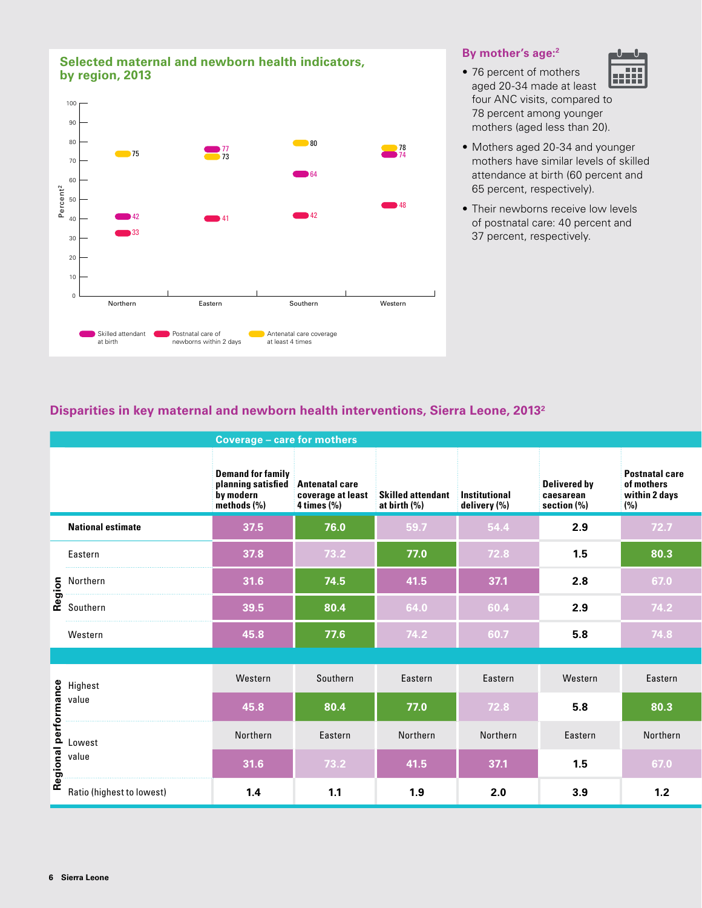## Selected maternal and newborn health indicators, by region, 2013

| Region | Skilled attendant at birth | Postnatal care of newborns within 2 days | Antenatal care coverage at least 4 times |
|---|---|---|---|
| Northern | 42 | 33 | 75 |
| Eastern | 77 | 41 | 73 |
| Southern | 64 | 42 | 80 |
| Western | 74 | 48 | 78 |

### By mother's age:[2]

- 76 percent of mothers aged 20-34 made at least four ANC visits, compared to 78 percent among younger mothers (aged less than 20).
- Mothers aged 20-34 and younger mothers have similar levels of skilled attendance at birth (60 percent and 65 percent, respectively).
- Their newborns receive low levels of postnatal care: 40 percent and 37 percent, respectively.

## Disparities in key maternal and newborn health interventions, Sierra Leone, 2013[2]

| | | Coverage – care for mothers | | | | | |
|---|---|---|---|---|---|---|---|
| | | Demand for family planning satisfied by modern methods (%) | Antenatal care coverage at least 4 times (%) | Skilled attendant at birth (%) | Institutional delivery (%) | Delivered by caesarean section (%) | Postnatal care of mothers within 2 days (%) |
| | National estimate | 37.5 | 76.0 | 59.7 | 54.4 | 2.9 | 72.7 |
| Region | Eastern | 37.8 | 73.2 | 77.0 | 72.8 | 1.5 | 80.3 |
| | Northern | 31.6 | 74.5 | 41.5 | 37.1 | 2.8 | 67.0 |
| | Southern | 39.5 | 80.4 | 64.0 | 60.4 | 2.9 | 74.2 |
| | Western | 45.8 | 77.6 | 74.2 | 60.7 | 5.8 | 74.8 |
| Regional performance | Highest value | Western | Southern | Eastern | Eastern | Western | Eastern |
| | | 45.8 | 80.4 | 77.0 | 72.8 | 5.8 | 80.3 |
| | Lowest value | Northern | Eastern | Northern | Northern | Eastern | Northern |
| | | 31.6 | 73.2 | 41.5 | 37.1 | 1.5 | 67.0 |
| | Ratio (highest to lowest) | 1.4 | 1.1 | 1.9 | 2.0 | 3.9 | 1.2 |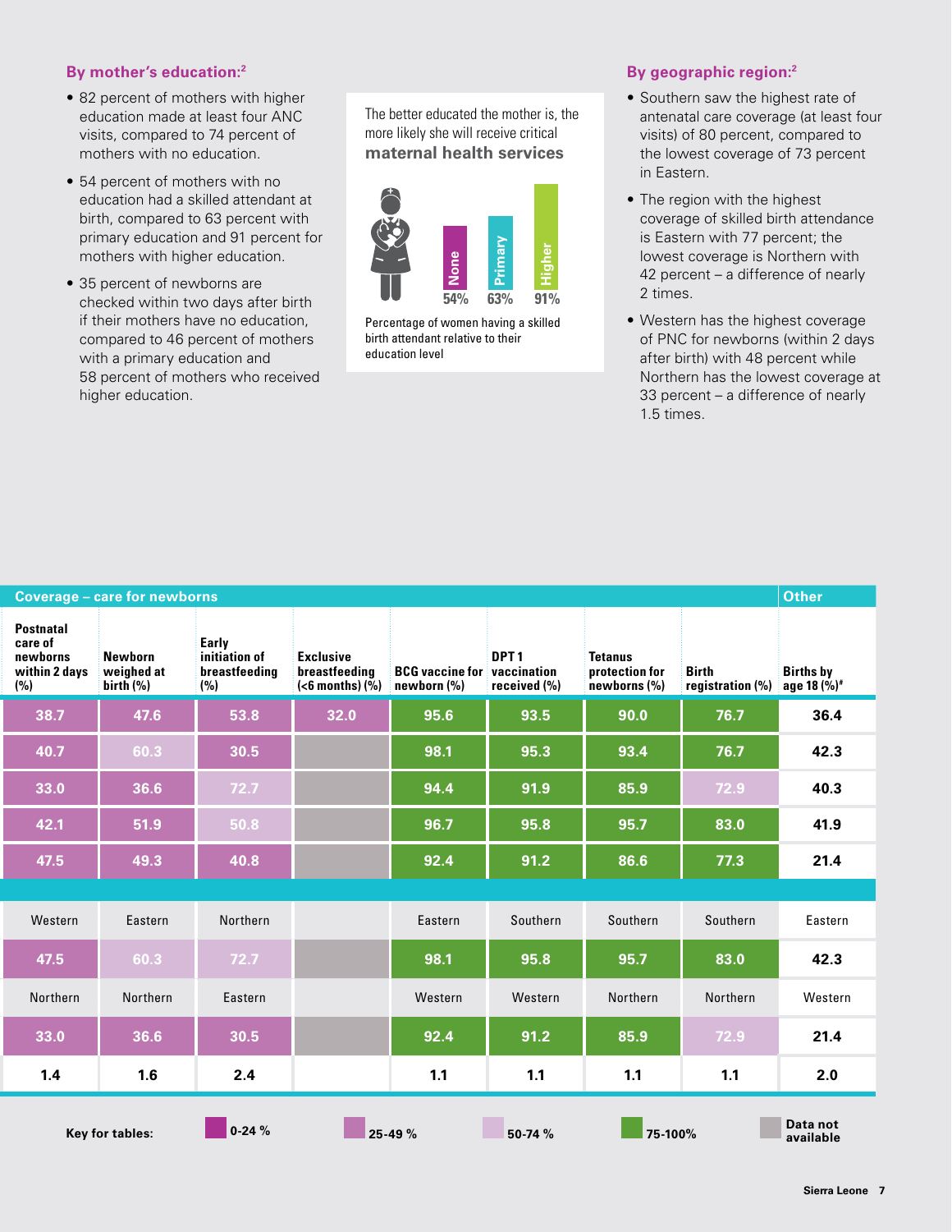### By mother's education:[2]

- 82 percent of mothers with higher education made at least four ANC visits, compared to 74 percent of mothers with no education.
- 54 percent of mothers with no education had a skilled attendant at birth, compared to 63 percent with primary education and 91 percent for mothers with higher education.
- 35 percent of newborns are checked within two days after birth if their mothers have no education, compared to 46 percent of mothers with a primary education and 58 percent of mothers who received higher education.

The better educated the mother is, the more likely she will receive critical **maternal health services**

None 54% | Primary 63% | Higher 91%

Percentage of women having a skilled birth attendant relative to their education level

### By geographic region:[2]

- Southern saw the highest rate of antenatal care coverage (at least four visits) of 80 percent, compared to the lowest coverage of 73 percent in Eastern.
- The region with the highest coverage of skilled birth attendance is Eastern with 77 percent; the lowest coverage is Northern with 42 percent – a difference of nearly 2 times.
- Western has the highest coverage of PNC for newborns (within 2 days after birth) with 48 percent while Northern has the lowest coverage at 33 percent – a difference of nearly 1.5 times.

| Coverage – care for newborns | | | | | | | | Other |
|---|---|---|---|---|---|---|---|---|
| Postnatal care of newborns within 2 days (%) | Newborn weighed at birth (%) | Early initiation of breastfeeding (%) | Exclusive breastfeeding (<6 months) (%) | BCG vaccine for newborn (%) | DPT 1 vaccination received (%) | Tetanus protection for newborns (%) | Birth registration (%) | Births by age 18 (%)[#] |
| 38.7 | 47.6 | 53.8 | 32.0 | 95.6 | 93.5 | 90.0 | 76.7 | 36.4 |
| 40.7 | 60.3 | 30.5 | | 98.1 | 95.3 | 93.4 | 76.7 | 42.3 |
| 33.0 | 36.6 | 72.7 | | 94.4 | 91.9 | 85.9 | 72.9 | 40.3 |
| 42.1 | 51.9 | 50.8 | | 96.7 | 95.8 | 95.7 | 83.0 | 41.9 |
| 47.5 | 49.3 | 40.8 | | 92.4 | 91.2 | 86.6 | 77.3 | 21.4 |
| Western | Eastern | Northern | | Eastern | Southern | Southern | Southern | Eastern |
| 47.5 | 60.3 | 72.7 | | 98.1 | 95.8 | 95.7 | 83.0 | 42.3 |
| Northern | Northern | Eastern | | Western | Western | Northern | Northern | Western |
| 33.0 | 36.6 | 30.5 | | 92.4 | 91.2 | 85.9 | 72.9 | 21.4 |
| 1.4 | 1.6 | 2.4 | | 1.1 | 1.1 | 1.1 | 1.1 | 2.0 |

Key for tables: 0-24 % | 25-49 % | 50-74 % | 75-100% | Data not available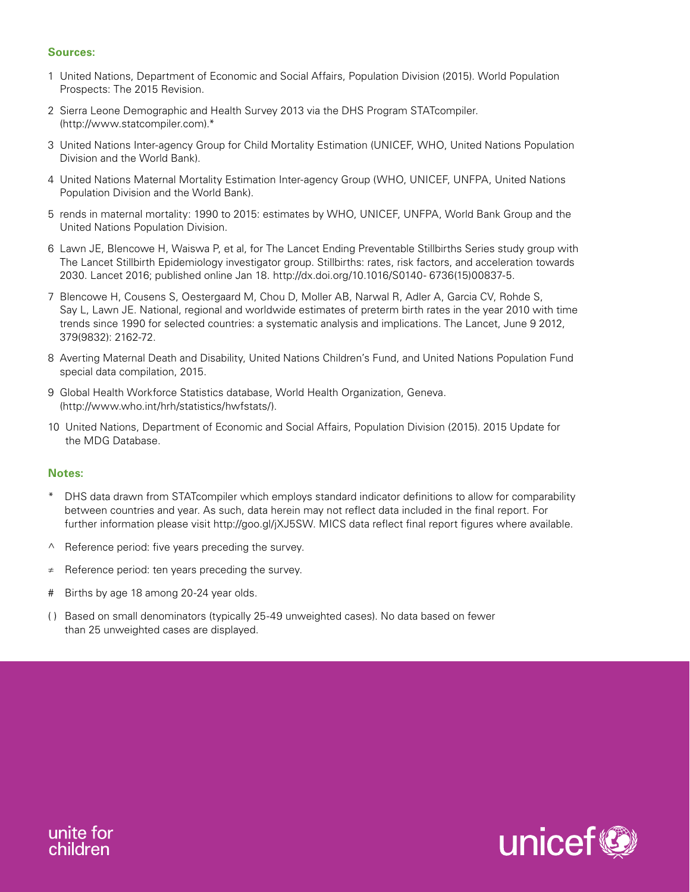**Sources:**

1 United Nations, Department of Economic and Social Affairs, Population Division (2015). World Population Prospects: The 2015 Revision.

2 Sierra Leone Demographic and Health Survey 2013 via the DHS Program STATcompiler. (http://www.statcompiler.com).*

3 United Nations Inter-agency Group for Child Mortality Estimation (UNICEF, WHO, United Nations Population Division and the World Bank).

4 United Nations Maternal Mortality Estimation Inter-agency Group (WHO, UNICEF, UNFPA, United Nations Population Division and the World Bank).

5 rends in maternal mortality: 1990 to 2015: estimates by WHO, UNICEF, UNFPA, World Bank Group and the United Nations Population Division.

6 Lawn JE, Blencowe H, Waiswa P, et al, for The Lancet Ending Preventable Stillbirths Series study group with The Lancet Stillbirth Epidemiology investigator group. Stillbirths: rates, risk factors, and acceleration towards 2030. Lancet 2016; published online Jan 18. http://dx.doi.org/10.1016/S0140- 6736(15)00837-5.

7 Blencowe H, Cousens S, Oestergaard M, Chou D, Moller AB, Narwal R, Adler A, Garcia CV, Rohde S, Say L, Lawn JE. National, regional and worldwide estimates of preterm birth rates in the year 2010 with time trends since 1990 for selected countries: a systematic analysis and implications. The Lancet, June 9 2012, 379(9832): 2162-72.

8 Averting Maternal Death and Disability, United Nations Children's Fund, and United Nations Population Fund special data compilation, 2015.

9 Global Health Workforce Statistics database, World Health Organization, Geneva. (http://www.who.int/hrh/statistics/hwfstats/).

10 United Nations, Department of Economic and Social Affairs, Population Division (2015). 2015 Update for the MDG Database.

**Notes:**

* DHS data drawn from STATcompiler which employs standard indicator definitions to allow for comparability between countries and year. As such, data herein may not reflect data included in the final report. For further information please visit http://goo.gl/jXJ5SW. MICS data reflect final report figures where available.

^ Reference period: five years preceding the survey.

≠ Reference period: ten years preceding the survey.

# Births by age 18 among 20-24 year olds.

( ) Based on small denominators (typically 25-49 unweighted cases). No data based on fewer than 25 unweighted cases are displayed.

unite for children

unicef